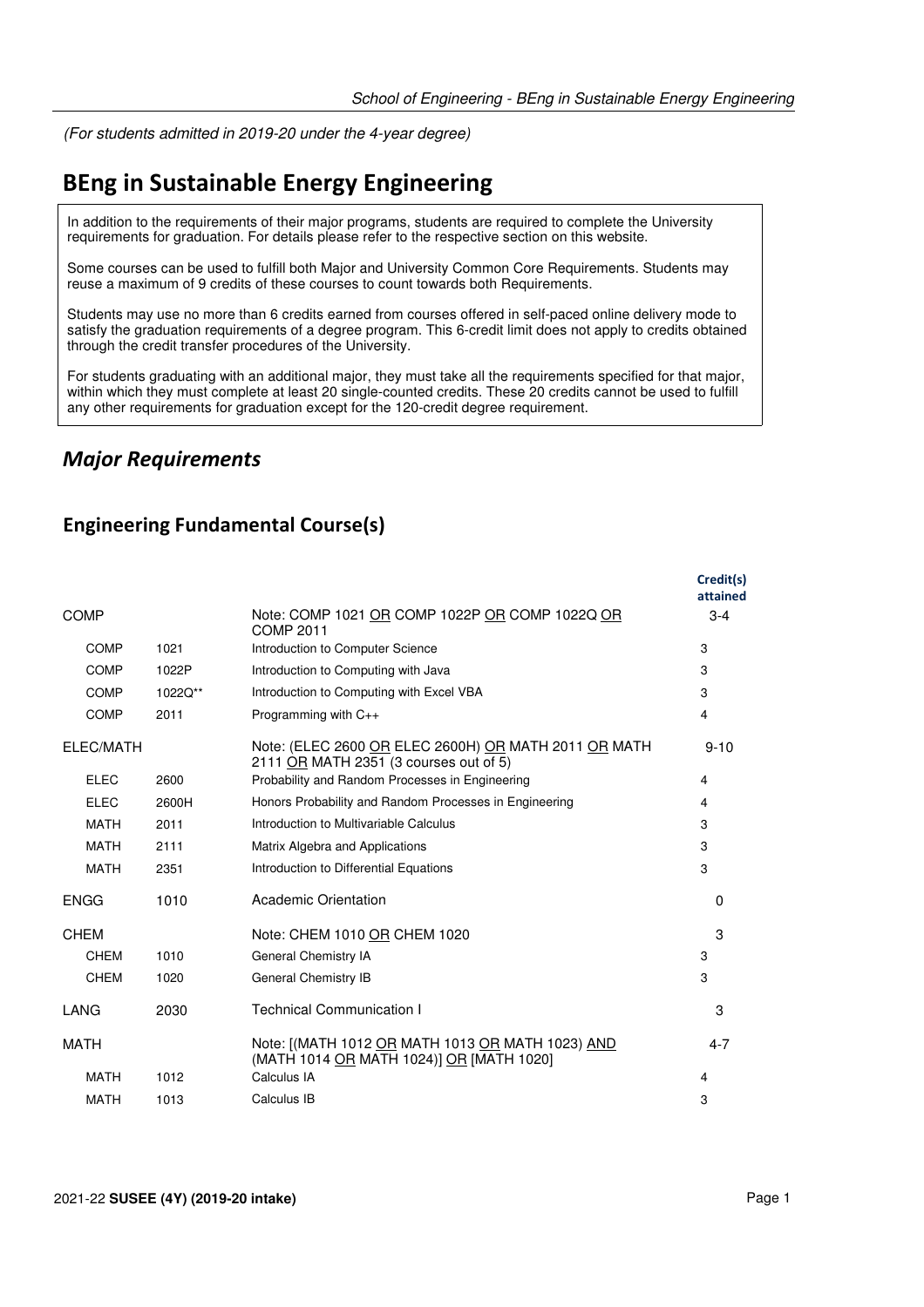*(For students admitted in 2019-20 under the 4-year degree)*

# BEng in Sustainable Energy Engineering

In addition to the requirements of their major programs, students are required to complete the University requirements for graduation. For details please refer to the respective section on this website.

Some courses can be used to fulfill both Major and University Common Core Requirements. Students may reuse a maximum of 9 credits of these courses to count towards both Requirements.

Students may use no more than 6 credits earned from courses offered in self-paced online delivery mode to satisfy the graduation requirements of a degree program. This 6-credit limit does not apply to credits obtained through the credit transfer procedures of the University.

For students graduating with an additional major, they must take all the requirements specified for that major, within which they must complete at least 20 single-counted credits. These 20 credits cannot be used to fulfill any other requirements for graduation except for the 120-credit degree requirement.

## *Major Requirements*

### Engineering Fundamental Course(s)

| | | | Credit(s) attained |
|---|---|---|---|
| COMP | | Note: COMP 1021 OR COMP 1022P OR COMP 1022Q OR COMP 2011 | 3-4 |
| COMP | 1021 | Introduction to Computer Science | 3 |
| COMP | 1022P | Introduction to Computing with Java | 3 |
| COMP | 1022Q** | Introduction to Computing with Excel VBA | 3 |
| COMP | 2011 | Programming with C++ | 4 |
| ELEC/MATH | | Note: (ELEC 2600 OR ELEC 2600H) OR MATH 2011 OR MATH 2111 OR MATH 2351 (3 courses out of 5) | 9-10 |
| ELEC | 2600 | Probability and Random Processes in Engineering | 4 |
| ELEC | 2600H | Honors Probability and Random Processes in Engineering | 4 |
| MATH | 2011 | Introduction to Multivariable Calculus | 3 |
| MATH | 2111 | Matrix Algebra and Applications | 3 |
| MATH | 2351 | Introduction to Differential Equations | 3 |
| ENGG | 1010 | Academic Orientation | 0 |
| CHEM | | Note: CHEM 1010 OR CHEM 1020 | 3 |
| CHEM | 1010 | General Chemistry IA | 3 |
| CHEM | 1020 | General Chemistry IB | 3 |
| LANG | 2030 | Technical Communication I | 3 |
| MATH | | Note: [(MATH 1012 OR MATH 1013 OR MATH 1023) AND (MATH 1014 OR MATH 1024)] OR [MATH 1020] | 4-7 |
| MATH | 1012 | Calculus IA | 4 |
| MATH | 1013 | Calculus IB | 3 |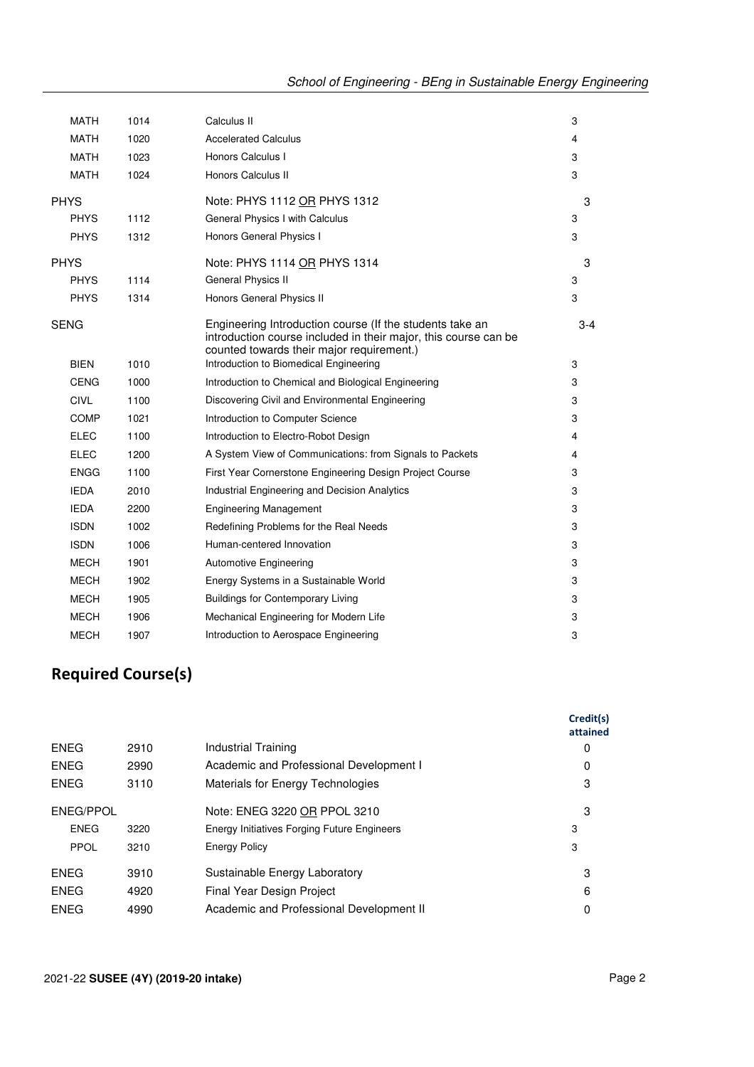| | | | |
|---|---|---|---|
| MATH | 1014 | Calculus II | 3 |
| MATH | 1020 | Accelerated Calculus | 4 |
| MATH | 1023 | Honors Calculus I | 3 |
| MATH | 1024 | Honors Calculus II | 3 |
| PHYS | | Note: PHYS 1112 OR PHYS 1312 | 3 |
| PHYS | 1112 | General Physics I with Calculus | 3 |
| PHYS | 1312 | Honors General Physics I | 3 |
| PHYS | | Note: PHYS 1114 OR PHYS 1314 | 3 |
| PHYS | 1114 | General Physics II | 3 |
| PHYS | 1314 | Honors General Physics II | 3 |
| SENG | | Engineering Introduction course (If the students take an introduction course included in their major, this course can be counted towards their major requirement.) | 3-4 |
| BIEN | 1010 | Introduction to Biomedical Engineering | 3 |
| CENG | 1000 | Introduction to Chemical and Biological Engineering | 3 |
| CIVL | 1100 | Discovering Civil and Environmental Engineering | 3 |
| COMP | 1021 | Introduction to Computer Science | 3 |
| ELEC | 1100 | Introduction to Electro-Robot Design | 4 |
| ELEC | 1200 | A System View of Communications: from Signals to Packets | 4 |
| ENGG | 1100 | First Year Cornerstone Engineering Design Project Course | 3 |
| IEDA | 2010 | Industrial Engineering and Decision Analytics | 3 |
| IEDA | 2200 | Engineering Management | 3 |
| ISDN | 1002 | Redefining Problems for the Real Needs | 3 |
| ISDN | 1006 | Human-centered Innovation | 3 |
| MECH | 1901 | Automotive Engineering | 3 |
| MECH | 1902 | Energy Systems in a Sustainable World | 3 |
| MECH | 1905 | Buildings for Contemporary Living | 3 |
| MECH | 1906 | Mechanical Engineering for Modern Life | 3 |
| MECH | 1907 | Introduction to Aerospace Engineering | 3 |

## Required Course(s)

| | | | Credit(s) attained |
|---|---|---|---|
| ENEG | 2910 | Industrial Training | 0 |
| ENEG | 2990 | Academic and Professional Development I | 0 |
| ENEG | 3110 | Materials for Energy Technologies | 3 |
| ENEG/PPOL | | Note: ENEG 3220 OR PPOL 3210 | 3 |
| ENEG | 3220 | Energy Initiatives Forging Future Engineers | 3 |
| PPOL | 3210 | Energy Policy | 3 |
| ENEG | 3910 | Sustainable Energy Laboratory | 3 |
| ENEG | 4920 | Final Year Design Project | 6 |
| ENEG | 4990 | Academic and Professional Development II | 0 |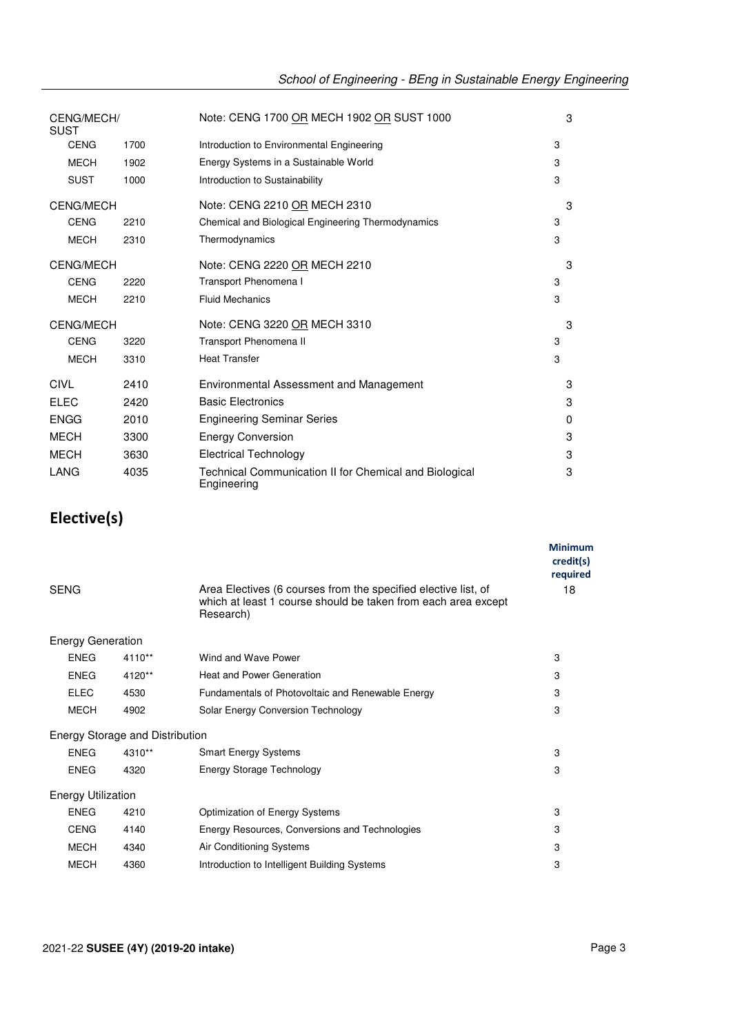| | | | |
|---|---|---|---|
| CENG/MECH/SUST | | Note: CENG 1700 OR MECH 1902 OR SUST 1000 | 3 |
| CENG | 1700 | Introduction to Environmental Engineering | 3 |
| MECH | 1902 | Energy Systems in a Sustainable World | 3 |
| SUST | 1000 | Introduction to Sustainability | 3 |
| CENG/MECH | | Note: CENG 2210 OR MECH 2310 | 3 |
| CENG | 2210 | Chemical and Biological Engineering Thermodynamics | 3 |
| MECH | 2310 | Thermodynamics | 3 |
| CENG/MECH | | Note: CENG 2220 OR MECH 2210 | 3 |
| CENG | 2220 | Transport Phenomena I | 3 |
| MECH | 2210 | Fluid Mechanics | 3 |
| CENG/MECH | | Note: CENG 3220 OR MECH 3310 | 3 |
| CENG | 3220 | Transport Phenomena II | 3 |
| MECH | 3310 | Heat Transfer | 3 |
| CIVL | 2410 | Environmental Assessment and Management | 3 |
| ELEC | 2420 | Basic Electronics | 3 |
| ENGG | 2010 | Engineering Seminar Series | 0 |
| MECH | 3300 | Energy Conversion | 3 |
| MECH | 3630 | Electrical Technology | 3 |
| LANG | 4035 | Technical Communication II for Chemical and Biological Engineering | 3 |

## Elective(s)

| | | | Minimum credit(s) required |
|---|---|---|---|
| SENG | | Area Electives (6 courses from the specified elective list, of which at least 1 course should be taken from each area except Research) | 18 |
| Energy Generation | | | |
| ENEG | 4110** | Wind and Wave Power | 3 |
| ENEG | 4120** | Heat and Power Generation | 3 |
| ELEC | 4530 | Fundamentals of Photovoltaic and Renewable Energy | 3 |
| MECH | 4902 | Solar Energy Conversion Technology | 3 |
| Energy Storage and Distribution | | | |
| ENEG | 4310** | Smart Energy Systems | 3 |
| ENEG | 4320 | Energy Storage Technology | 3 |
| Energy Utilization | | | |
| ENEG | 4210 | Optimization of Energy Systems | 3 |
| CENG | 4140 | Energy Resources, Conversions and Technologies | 3 |
| MECH | 4340 | Air Conditioning Systems | 3 |
| MECH | 4360 | Introduction to Intelligent Building Systems | 3 |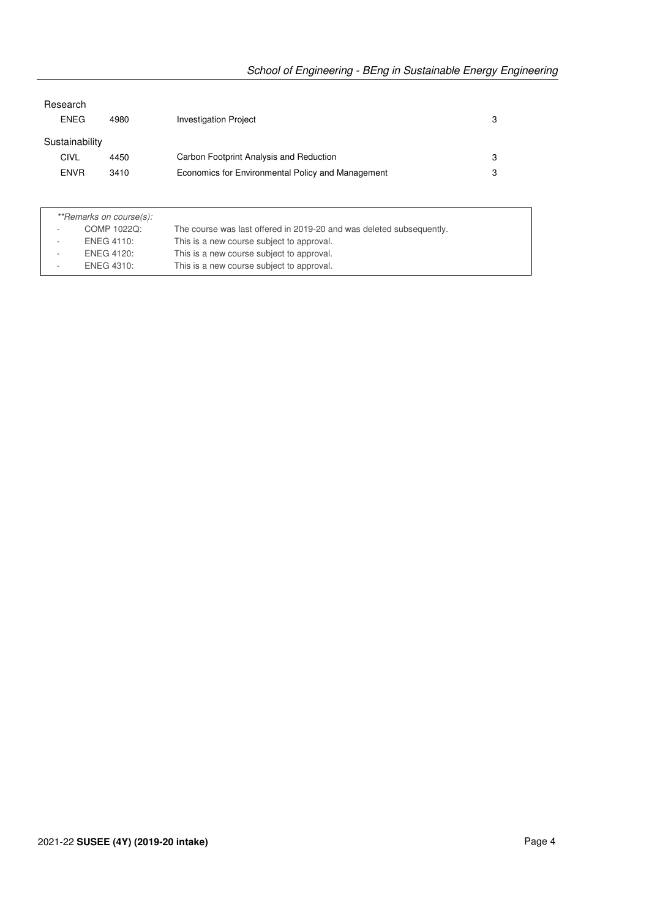Research

| | | | |
|---|---|---|---|
| ENEG | 4980 | Investigation Project | 3 |

Sustainability

| | | | |
|---|---|---|---|
| CIVL | 4450 | Carbon Footprint Analysis and Reduction | 3 |
| ENVR | 3410 | Economics for Environmental Policy and Management | 3 |

*\*\*Remarks on course(s):*

- COMP 1022Q: The course was last offered in 2019-20 and was deleted subsequently.
- ENEG 4110: This is a new course subject to approval.
- ENEG 4120: This is a new course subject to approval.
- ENEG 4310: This is a new course subject to approval.